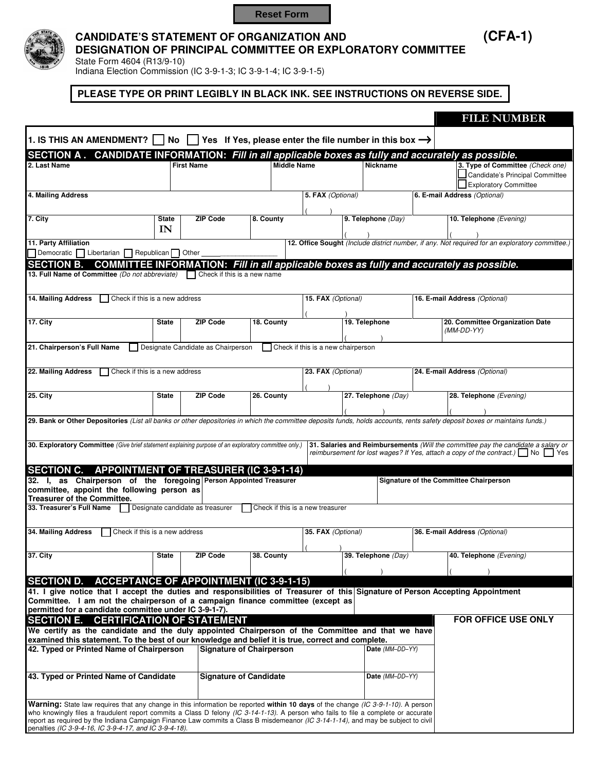Reset Form

# CANDIDATE'S STATEMENT OF ORGANIZATION AND DESIGNATION OF PRINCIPAL COMMITTEE OR EXPLORATORY COMMITTEE

**(CFA-1)**

State Form 4604 (R13/9-10)
Indiana Election Commission (IC 3-9-1-3; IC 3-9-1-4; IC 3-9-1-5)

**PLEASE TYPE OR PRINT LEGIBLY IN BLACK INK. SEE INSTRUCTIONS ON REVERSE SIDE.**

**FILE NUMBER**

**1. IS THIS AN AMENDMENT?** ☐ No ☐ Yes **If Yes, please enter the file number in this box →**

## SECTION A . CANDIDATE INFORMATION: *Fill in all applicable boxes as fully and accurately as possible.*

| 2. Last Name | First Name | Middle Name | Nickname | 3. Type of Committee *(Check one)* ☐ Candidate's Principal Committee ☐ Exploratory Committee |
|---|---|---|---|---|
| | | | | |

| 4. Mailing Address | 5. FAX *(Optional)* | 6. E-mail Address *(Optional)* |
|---|---|---|
| | ( ) | |

| 7. City | State | ZIP Code | 8. County | 9. Telephone *(Day)* | 10. Telephone *(Evening)* |
|---|---|---|---|---|---|
| | IN | | | ( ) | ( ) |

**11. Party Affiliation**
☐ Democratic ☐ Libertarian ☐ Republican ☐ Other ______________

**12. Office Sought** *(Include district number, if any. Not required for an exploratory committee.)*

## SECTION B. COMMITTEE INFORMATION: *Fill in all applicable boxes as fully and accurately as possible.*

**13. Full Name of Committee** *(Do not abbreviate)* ☐ Check if this is a new name

| 14. Mailing Address ☐ Check if this is a new address | 15. FAX *(Optional)* | 16. E-mail Address *(Optional)* |
|---|---|---|
| | ( ) | |

| 17. City | State | ZIP Code | 18. County | 19. Telephone | 20. Committee Organization Date *(MM-DD-YY)* |
|---|---|---|---|---|---|
| | | | | ( ) | |

**21. Chairperson's Full Name** ☐ Designate Candidate as Chairperson ☐ Check if this is a new chairperson

| 22. Mailing Address ☐ Check if this is a new address | 23. FAX *(Optional)* | 24. E-mail Address *(Optional)* |
|---|---|---|
| | ( ) | |

| 25. City | State | ZIP Code | 26. County | 27. Telephone *(Day)* | 28. Telephone *(Evening)* |
|---|---|---|---|---|---|
| | | | | ( ) | ( ) |

**29. Bank or Other Depositories** *(List all banks or other depositories in which the committee deposits funds, holds accounts, rents safety deposit boxes or maintains funds.)*

| 30. Exploratory Committee *(Give brief statement explaining purpose of an exploratory committee only.)* | 31. Salaries and Reimbursements *(Will the committee pay the candidate a salary or reimbursement for lost wages? If Yes, attach a copy of the contract.)* ☐ No ☐ Yes |
|---|---|
| | |

## SECTION C. APPOINTMENT OF TREASURER (IC 3-9-1-14)

| 32. I, as Chairperson of the foregoing committee, appoint the following person as Treasurer of the Committee. | Person Appointed Treasurer | Signature of the Committee Chairperson |
|---|---|---|
| | | |

**33. Treasurer's Full Name** ☐ Designate candidate as treasurer ☐ Check if this is a new treasurer

| 34. Mailing Address ☐ Check if this is a new address | 35. FAX *(Optional)* | 36. E-mail Address *(Optional)* |
|---|---|---|
| | ( ) | |

| 37. City | State | ZIP Code | 38. County | 39. Telephone *(Day)* | 40. Telephone *(Evening)* |
|---|---|---|---|---|---|
| | | | | ( ) | ( ) |

## SECTION D. ACCEPTANCE OF APPOINTMENT (IC 3-9-1-15)

| 41. I give notice that I accept the duties and responsibilities of Treasurer of this Committee. I am not the chairperson of a campaign finance committee (except as permitted for a candidate committee under IC 3-9-1-7). | Signature of Person Accepting Appointment |
|---|---|
| | |

## SECTION E. CERTIFICATION OF STATEMENT

**FOR OFFICE USE ONLY**

**We certify as the candidate and the duly appointed Chairperson of the Committee and that we have examined this statement. To the best of our knowledge and belief it is true, correct and complete.**

| 42. Typed or Printed Name of Chairperson | Signature of Chairperson | Date *(MM–DD–YY)* |
|---|---|---|
| | | |
| **43. Typed or Printed Name of Candidate** | **Signature of Candidate** | **Date** *(MM–DD–YY)* |
| | | |

**Warning:** State law requires that any change in this information be reported **within 10 days** of the change *(IC 3-9-1-10)*. A person who knowingly files a fraudulent report commits a Class D felony *(IC 3-14-1-13)*. A person who fails to file a complete or accurate report as required by the Indiana Campaign Finance Law commits a Class B misdemeanor *(IC 3-14-1-14)*, and may be subject to civil penalties *(IC 3-9-4-16, IC 3-9-4-17, and IC 3-9-4-18)*.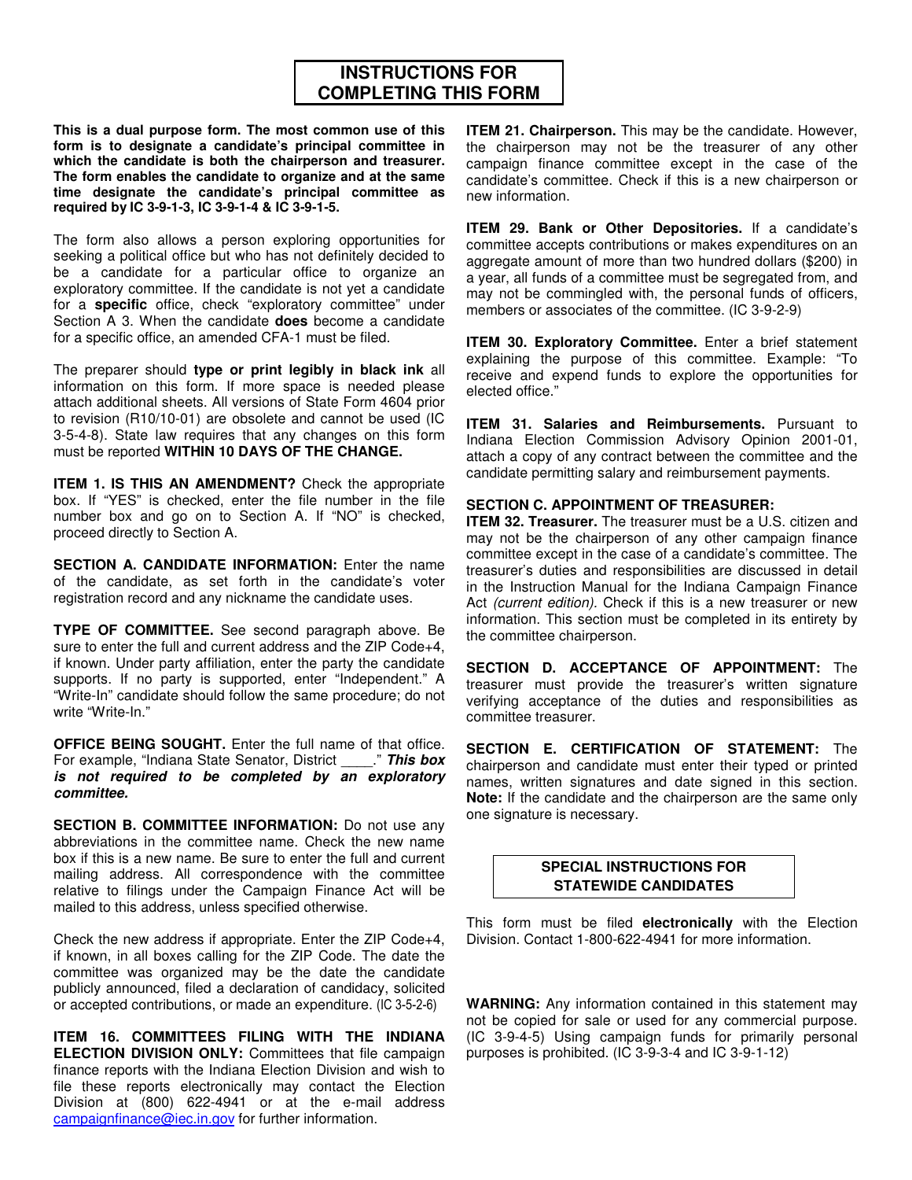# INSTRUCTIONS FOR COMPLETING THIS FORM

**This is a dual purpose form. The most common use of this form is to designate a candidate's principal committee in which the candidate is both the chairperson and treasurer. The form enables the candidate to organize and at the same time designate the candidate's principal committee as required by IC 3-9-1-3, IC 3-9-1-4 & IC 3-9-1-5.**

The form also allows a person exploring opportunities for seeking a political office but who has not definitely decided to be a candidate for a particular office to organize an exploratory committee. If the candidate is not yet a candidate for a **specific** office, check "exploratory committee" under Section A 3. When the candidate **does** become a candidate for a specific office, an amended CFA-1 must be filed.

The preparer should **type or print legibly in black ink** all information on this form. If more space is needed please attach additional sheets. All versions of State Form 4604 prior to revision (R10/10-01) are obsolete and cannot be used (IC 3-5-4-8). State law requires that any changes on this form must be reported **WITHIN 10 DAYS OF THE CHANGE.**

**ITEM 1. IS THIS AN AMENDMENT?** Check the appropriate box. If "YES" is checked, enter the file number in the file number box and go on to Section A. If "NO" is checked, proceed directly to Section A.

**SECTION A. CANDIDATE INFORMATION:** Enter the name of the candidate, as set forth in the candidate's voter registration record and any nickname the candidate uses.

**TYPE OF COMMITTEE.** See second paragraph above. Be sure to enter the full and current address and the ZIP Code+4, if known. Under party affiliation, enter the party the candidate supports. If no party is supported, enter "Independent." A "Write-In" candidate should follow the same procedure; do not write "Write-In."

**OFFICE BEING SOUGHT.** Enter the full name of that office. For example, "Indiana State Senator, District ____." ***This box is not required to be completed by an exploratory committee.***

**SECTION B. COMMITTEE INFORMATION:** Do not use any abbreviations in the committee name. Check the new name box if this is a new name. Be sure to enter the full and current mailing address. All correspondence with the committee relative to filings under the Campaign Finance Act will be mailed to this address, unless specified otherwise.

Check the new address if appropriate. Enter the ZIP Code+4, if known, in all boxes calling for the ZIP Code. The date the committee was organized may be the date the candidate publicly announced, filed a declaration of candidacy, solicited or accepted contributions, or made an expenditure. (IC 3-5-2-6)

**ITEM 16. COMMITTEES FILING WITH THE INDIANA ELECTION DIVISION ONLY:** Committees that file campaign finance reports with the Indiana Election Division and wish to file these reports electronically may contact the Election Division at (800) 622-4941 or at the e-mail address campaignfinance@iec.in.gov for further information.

**ITEM 21. Chairperson.** This may be the candidate. However, the chairperson may not be the treasurer of any other campaign finance committee except in the case of the candidate's committee. Check if this is a new chairperson or new information.

**ITEM 29. Bank or Other Depositories.** If a candidate's committee accepts contributions or makes expenditures on an aggregate amount of more than two hundred dollars ($200) in a year, all funds of a committee must be segregated from, and may not be commingled with, the personal funds of officers, members or associates of the committee. (IC 3-9-2-9)

**ITEM 30. Exploratory Committee.** Enter a brief statement explaining the purpose of this committee. Example: "To receive and expend funds to explore the opportunities for elected office."

**ITEM 31. Salaries and Reimbursements.** Pursuant to Indiana Election Commission Advisory Opinion 2001-01, attach a copy of any contract between the committee and the candidate permitting salary and reimbursement payments.

**SECTION C. APPOINTMENT OF TREASURER:**

**ITEM 32. Treasurer.** The treasurer must be a U.S. citizen and may not be the chairperson of any other campaign finance committee except in the case of a candidate's committee. The treasurer's duties and responsibilities are discussed in detail in the Instruction Manual for the Indiana Campaign Finance Act *(current edition).* Check if this is a new treasurer or new information. This section must be completed in its entirety by the committee chairperson.

**SECTION D. ACCEPTANCE OF APPOINTMENT:** The treasurer must provide the treasurer's written signature verifying acceptance of the duties and responsibilities as committee treasurer.

**SECTION E. CERTIFICATION OF STATEMENT:** The chairperson and candidate must enter their typed or printed names, written signatures and date signed in this section. **Note:** If the candidate and the chairperson are the same only one signature is necessary.

## SPECIAL INSTRUCTIONS FOR STATEWIDE CANDIDATES

This form must be filed **electronically** with the Election Division. Contact 1-800-622-4941 for more information.

**WARNING:** Any information contained in this statement may not be copied for sale or used for any commercial purpose. (IC 3-9-4-5) Using campaign funds for primarily personal purposes is prohibited. (IC 3-9-3-4 and IC 3-9-1-12)